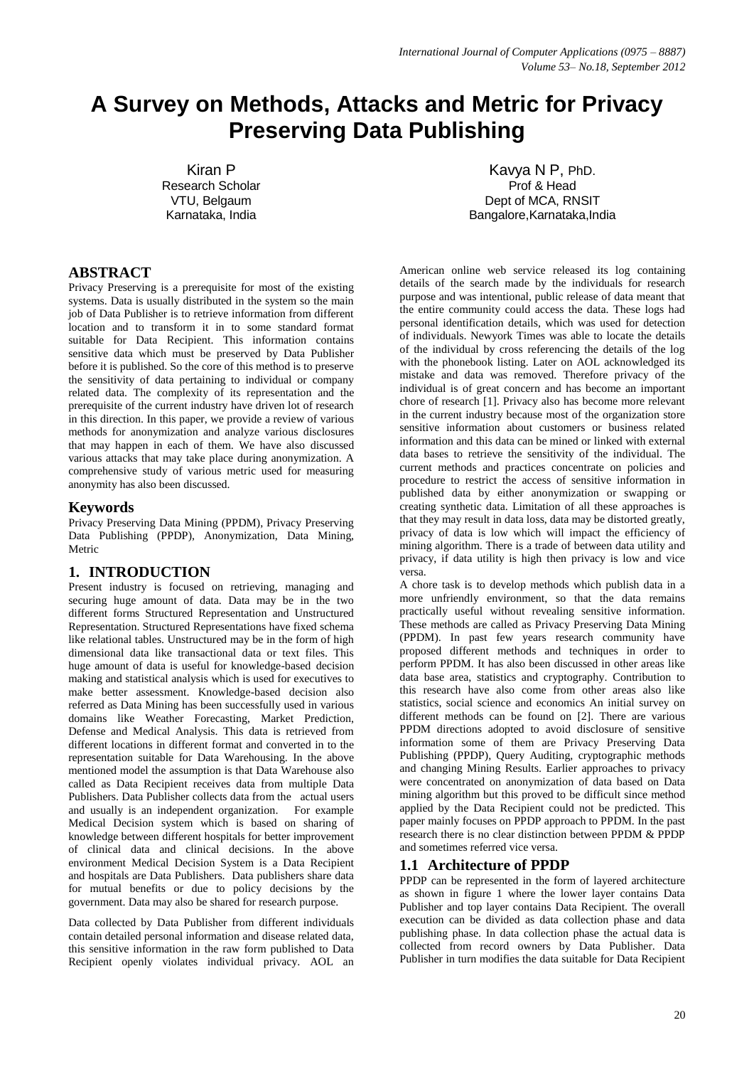# A Survey on Methods, Attacks and Metric for Privacy Preserving Data Publishing

Kiran P
Research Scholar
VTU, Belgaum
Karnataka, India

Kavya N P, PhD.
Prof & Head
Dept of MCA, RNSIT
Bangalore,Karnataka,India

## ABSTRACT

Privacy Preserving is a prerequisite for most of the existing systems. Data is usually distributed in the system so the main job of Data Publisher is to retrieve information from different location and to transform it in to some standard format suitable for Data Recipient. This information contains sensitive data which must be preserved by Data Publisher before it is published. So the core of this method is to preserve the sensitivity of data pertaining to individual or company related data. The complexity of its representation and the prerequisite of the current industry have driven lot of research in this direction. In this paper, we provide a review of various methods for anonymization and analyze various disclosures that may happen in each of them. We have also discussed various attacks that may take place during anonymization. A comprehensive study of various metric used for measuring anonymity has also been discussed.

## Keywords

Privacy Preserving Data Mining (PPDM), Privacy Preserving Data Publishing (PPDP), Anonymization, Data Mining, Metric

## 1. INTRODUCTION

Present industry is focused on retrieving, managing and securing huge amount of data. Data may be in the two different forms Structured Representation and Unstructured Representation. Structured Representations have fixed schema like relational tables. Unstructured may be in the form of high dimensional data like transactional data or text files. This huge amount of data is useful for knowledge-based decision making and statistical analysis which is used for executives to make better assessment. Knowledge-based decision also referred as Data Mining has been successfully used in various domains like Weather Forecasting, Market Prediction, Defense and Medical Analysis. This data is retrieved from different locations in different format and converted in to the representation suitable for Data Warehousing. In the above mentioned model the assumption is that Data Warehouse also called as Data Recipient receives data from multiple Data Publishers. Data Publisher collects data from the actual users and usually is an independent organization. For example Medical Decision system which is based on sharing of knowledge between different hospitals for better improvement of clinical data and clinical decisions. In the above environment Medical Decision System is a Data Recipient and hospitals are Data Publishers. Data publishers share data for mutual benefits or due to policy decisions by the government. Data may also be shared for research purpose.

Data collected by Data Publisher from different individuals contain detailed personal information and disease related data, this sensitive information in the raw form published to Data Recipient openly violates individual privacy. AOL an American online web service released its log containing details of the search made by the individuals for research purpose and was intentional, public release of data meant that the entire community could access the data. These logs had personal identification details, which was used for detection of individuals. Newyork Times was able to locate the details of the individual by cross referencing the details of the log with the phonebook listing. Later on AOL acknowledged its mistake and data was removed. Therefore privacy of the individual is of great concern and has become an important chore of research [1]. Privacy also has become more relevant in the current industry because most of the organization store sensitive information about customers or business related information and this data can be mined or linked with external data bases to retrieve the sensitivity of the individual. The current methods and practices concentrate on policies and procedure to restrict the access of sensitive information in published data by either anonymization or swapping or creating synthetic data. Limitation of all these approaches is that they may result in data loss, data may be distorted greatly, privacy of data is low which will impact the efficiency of mining algorithm. There is a trade of between data utility and privacy, if data utility is high then privacy is low and vice versa.

A chore task is to develop methods which publish data in a more unfriendly environment, so that the data remains practically useful without revealing sensitive information. These methods are called as Privacy Preserving Data Mining (PPDM). In past few years research community have proposed different methods and techniques in order to perform PPDM. It has also been discussed in other areas like data base area, statistics and cryptography. Contribution to this research have also come from other areas also like statistics, social science and economics An initial survey on different methods can be found on [2]. There are various PPDM directions adopted to avoid disclosure of sensitive information some of them are Privacy Preserving Data Publishing (PPDP), Query Auditing, cryptographic methods and changing Mining Results. Earlier approaches to privacy were concentrated on anonymization of data based on Data mining algorithm but this proved to be difficult since method applied by the Data Recipient could not be predicted. This paper mainly focuses on PPDP approach to PPDM. In the past research there is no clear distinction between PPDM & PPDP and sometimes referred vice versa.

### 1.1 Architecture of PPDP

PPDP can be represented in the form of layered architecture as shown in figure 1 where the lower layer contains Data Publisher and top layer contains Data Recipient. The overall execution can be divided as data collection phase and data publishing phase. In data collection phase the actual data is collected from record owners by Data Publisher. Data Publisher in turn modifies the data suitable for Data Recipient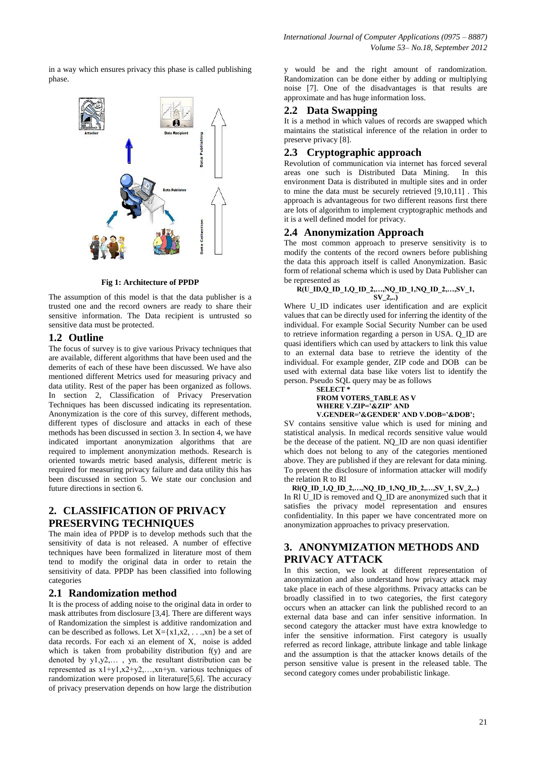in a way which ensures privacy this phase is called publishing phase.

**Fig 1: Architecture of PPDP**

The assumption of this model is that the data publisher is a trusted one and the record owners are ready to share their sensitive information. The Data recipient is untrusted so sensitive data must be protected.

## 1.2 Outline

The focus of survey is to give various Privacy techniques that are available, different algorithms that have been used and the demerits of each of these have been discussed. We have also mentioned different Metrics used for measuring privacy and data utility. Rest of the paper has been organized as follows. In section 2, Classification of Privacy Preservation Techniques has been discussed indicating its representation. Anonymization is the core of this survey, different methods, different types of disclosure and attacks in each of these methods has been discussed in section 3. In section 4, we have indicated important anonymization algorithms that are required to implement anonymization methods. Research is oriented towards metric based analysis, different metric is required for measuring privacy failure and data utility this has been discussed in section 5. We state our conclusion and future directions in section 6.

# 2. CLASSIFICATION OF PRIVACY PRESERVING TECHNIQUES

The main idea of PPDP is to develop methods such that the sensitivity of data is not released. A number of effective techniques have been formalized in literature most of them tend to modify the original data in order to retain the sensitivity of data. PPDP has been classified into following categories

## 2.1 Randomization method

It is the process of adding noise to the original data in order to mask attributes from disclosure [3,4]. There are different ways of Randomization the simplest is additive randomization and can be described as follows. Let $X=\{x1,x2, \ldots ,xn\}$ be a set of data records. For each xi an element of X, noise is added which is taken from probability distribution f(y) and are denoted by $y1,y2,\ldots , yn$. the resultant distribution can be represented as $x1+y1,x2+y2,\ldots,xn+yn$. various techniques of randomization were proposed in literature[5,6]. The accuracy of privacy preservation depends on how large the distribution y would be and the right amount of randomization. Randomization can be done either by adding or multiplying noise [7]. One of the disadvantages is that results are approximate and has huge information loss.

## 2.2 Data Swapping

It is a method in which values of records are swapped which maintains the statistical inference of the relation in order to preserve privacy [8].

## 2.3 Cryptographic approach

Revolution of communication via internet has forced several areas one such is Distributed Data Mining. In this environment Data is distributed in multiple sites and in order to mine the data must be securely retrieved [9,10,11] . This approach is advantageous for two different reasons first there are lots of algorithm to implement cryptographic methods and it is a well defined model for privacy.

## 2.4 Anonymization Approach

The most common approach to preserve sensitivity is to modify the contents of the record owners before publishing the data this approach itself is called Anonymization. Basic form of relational schema which is used by Data Publisher can be represented as

**R(U_ID,Q_ID_1,Q_ID_2,…,NQ_ID_1,NQ_ID_2,…,SV_1, SV_2,..)**

Where U_ID indicates user identification and are explicit values that can be directly used for inferring the identity of the individual. For example Social Security Number can be used to retrieve information regarding a person in USA. Q_ID are quasi identifiers which can used by attackers to link this value to an external data base to retrieve the identity of the individual. For example gender, ZIP code and DOB can be used with external data base like voters list to identify the person. Pseudo SQL query may be as follows

```
SELECT *
FROM VOTERS_TABLE AS V
WHERE V.ZIP='&ZIP' AND
V.GENDER='&GENDER' AND V.DOB='&DOB';
```

SV contains sensitive value which is used for mining and statistical analysis. In medical records sensitive value would be the decease of the patient. NQ_ID are non quasi identifier which does not belong to any of the categories mentioned above. They are published if they are relevant for data mining. To prevent the disclosure of information attacker will modify the relation R to Rl

**Rl(Q_ID_1,Q_ID_2,…,NQ_ID_1,NQ_ID_2,…,SV_1, SV_2,..)**

In Rl U_ID is removed and Q_ID are anonymized such that it satisfies the privacy model representation and ensures confidentiality. In this paper we have concentrated more on anonymization approaches to privacy preservation.

# 3. ANONYMIZATION METHODS AND PRIVACY ATTACK

In this section, we look at different representation of anonymization and also understand how privacy attack may take place in each of these algorithms. Privacy attacks can be broadly classified in to two categories, the first category occurs when an attacker can link the published record to an external data base and can infer sensitive information. In second category the attacker must have extra knowledge to infer the sensitive information. First category is usually referred as record linkage, attribute linkage and table linkage and the assumption is that the attacker knows details of the person sensitive value is present in the released table. The second category comes under probabilistic linkage.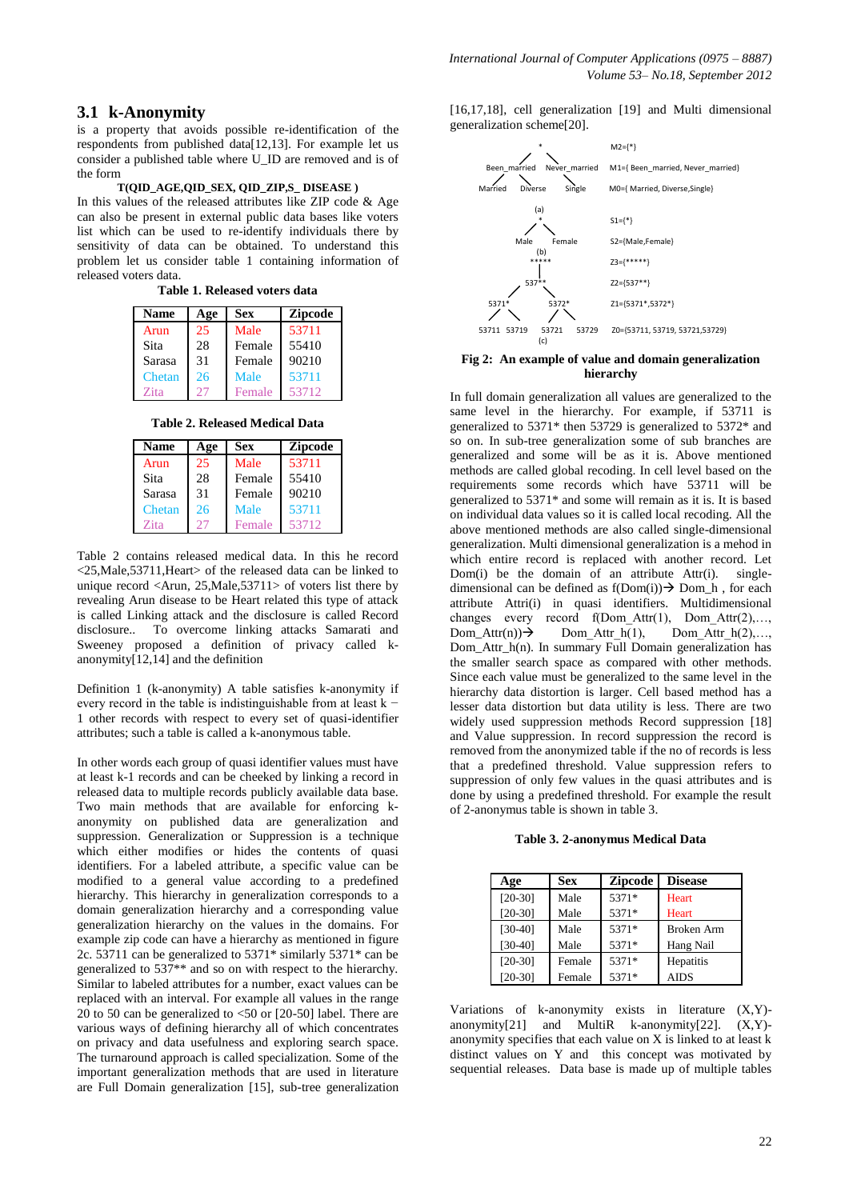## 3.1 k-Anonymity

is a property that avoids possible re-identification of the respondents from published data[12,13]. For example let us consider a published table where U_ID are removed and is of the form

**T(QID_AGE,QID_SEX, QID_ZIP,S_ DISEASE )**

In this values of the released attributes like ZIP code & Age can also be present in external public data bases like voters list which can be used to re-identify individuals there by sensitivity of data can be obtained. To understand this problem let us consider table 1 containing information of released voters data.

**Table 1. Released voters data**

| Name | Age | Sex | Zipcode |
|---|---|---|---|
| Arun | 25 | Male | 53711 |
| Sita | 28 | Female | 55410 |
| Sarasa | 31 | Female | 90210 |
| Chetan | 26 | Male | 53711 |
| Zita | 27 | Female | 53712 |

**Table 2. Released Medical Data**

| Name | Age | Sex | Zipcode |
|---|---|---|---|
| Arun | 25 | Male | 53711 |
| Sita | 28 | Female | 55410 |
| Sarasa | 31 | Female | 90210 |
| Chetan | 26 | Male | 53711 |
| Zita | 27 | Female | 53712 |

Table 2 contains released medical data. In this he record <25,Male,53711,Heart> of the released data can be linked to unique record <Arun, 25,Male,53711> of voters list there by revealing Arun disease to be Heart related this type of attack is called Linking attack and the disclosure is called Record disclosure.. To overcome linking attacks Samarati and Sweeney proposed a definition of privacy called k-anonymity[12,14] and the definition

Definition 1 (k-anonymity) A table satisfies k-anonymity if every record in the table is indistinguishable from at least k − 1 other records with respect to every set of quasi-identifier attributes; such a table is called a k-anonymous table.

In other words each group of quasi identifier values must have at least k-1 records and can be cheeked by linking a record in released data to multiple records publicly available data base. Two main methods that are available for enforcing k-anonymity on published data are generalization and suppression. Generalization or Suppression is a technique which either modifies or hides the contents of quasi identifiers. For a labeled attribute, a specific value can be modified to a general value according to a predefined hierarchy. This hierarchy in generalization corresponds to a domain generalization hierarchy and a corresponding value generalization hierarchy on the values in the domains. For example zip code can have a hierarchy as mentioned in figure 2c. 53711 can be generalized to 5371* similarly 5371* can be generalized to 537** and so on with respect to the hierarchy. Similar to labeled attributes for a number, exact values can be replaced with an interval. For example all values in the range 20 to 50 can be generalized to <50 or [20-50] label. There are various ways of defining hierarchy all of which concentrates on privacy and data usefulness and exploring search space. The turnaround approach is called specialization. Some of the important generalization methods that are used in literature are Full Domain generalization [15], sub-tree generalization [16,17,18], cell generalization [19] and Multi dimensional generalization scheme[20].

```
                 *                      M2={*}
        Been_married   Never_married    M1={ Been_married, Never_married}
   Married   Diverse        Single      M0={ Married, Diverse,Single}
                (a)

                 *                      S1={*}
         Male        Female             S2={Male,Female}
                (b)
               *****                    Z3={*****}
               537**                    Z2={537**}
        5371*          5372*            Z1={5371*,5372*}
   53711  53719    53721   53729        Z0={53711, 53719, 53721,53729}
                (c)
```

**Fig 2: An example of value and domain generalization hierarchy**

In full domain generalization all values are generalized to the same level in the hierarchy. For example, if 53711 is generalized to 5371* then 53729 is generalized to 5372* and so on. In sub-tree generalization some of sub branches are generalized and some will be as it is. Above mentioned methods are called global recoding. In cell level based on the requirements some records which have 53711 will be generalized to 5371* and some will remain as it is. It is based on individual data values so it is called local recoding. All the above mentioned methods are also called single-dimensional generalization. Multi dimensional generalization is a mehod in which entire record is replaced with another record. Let Dom(i) be the domain of an attribute Attr(i). single-dimensional can be defined as f(Dom(i))→ Dom_h , for each attribute Attri(i) in quasi identifiers. Multidimensional changes every record f(Dom_Attr(1), Dom_Attr(2),…, Dom_Attr(n))→ Dom_Attr_h(1), Dom_Attr_h(2),…, Dom_Attr_h(n). In summary Full Domain generalization has the smaller search space as compared with other methods. Since each value must be generalized to the same level in the hierarchy data distortion is larger. Cell based method has a lesser data distortion but data utility is less. There are two widely used suppression methods Record suppression [18] and Value suppression. In record suppression the record is removed from the anonymized table if the no of records is less that a predefined threshold. Value suppression refers to suppression of only few values in the quasi attributes and is done by using a predefined threshold. For example the result of 2-anonymus table is shown in table 3.

**Table 3. 2-anonymus Medical Data**

| Age | Sex | Zipcode | Disease |
|---|---|---|---|
| [20-30] | Male | 5371* | Heart |
| [20-30] | Male | 5371* | Heart |
| [30-40] | Male | 5371* | Broken Arm |
| [30-40] | Male | 5371* | Hang Nail |
| [20-30] | Female | 5371* | Hepatitis |
| [20-30] | Female | 5371* | AIDS |

Variations of k-anonymity exists in literature (X,Y)-anonymity[21] and MultiR k-anonymity[22]. (X,Y)-anonymity specifies that each value on X is linked to at least k distinct values on Y and this concept was motivated by sequential releases. Data base is made up of multiple tables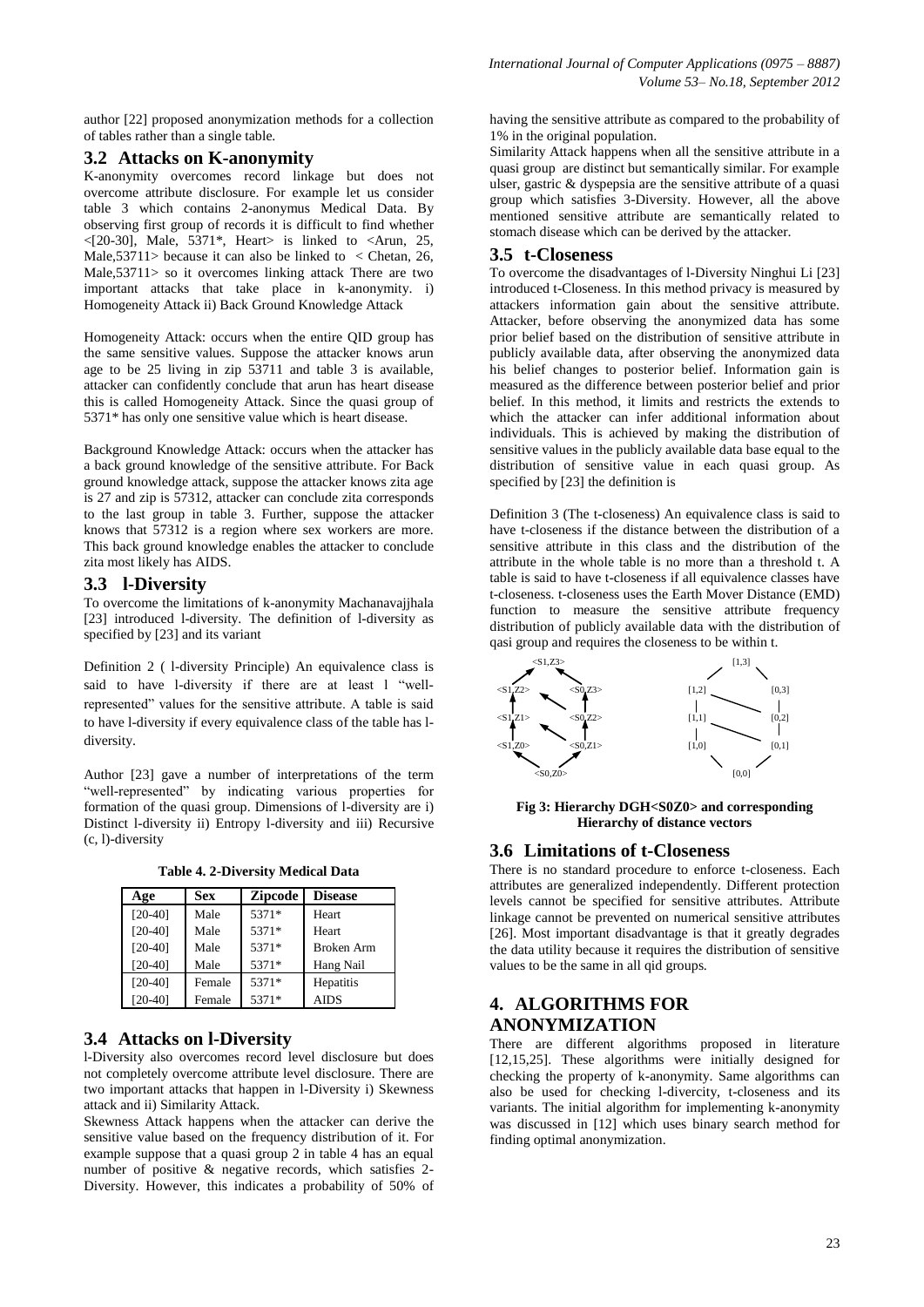author [22] proposed anonymization methods for a collection of tables rather than a single table.

## 3.2 Attacks on K-anonymity

K-anonymity overcomes record linkage but does not overcome attribute disclosure. For example let us consider table 3 which contains 2-anonymus Medical Data. By observing first group of records it is difficult to find whether <[20-30], Male, 5371*, Heart> is linked to <Arun, 25, Male,53711> because it can also be linked to < Chetan, 26, Male,53711> so it overcomes linking attack There are two important attacks that take place in k-anonymity. i) Homogeneity Attack ii) Back Ground Knowledge Attack

Homogeneity Attack: occurs when the entire QID group has the same sensitive values. Suppose the attacker knows arun age to be 25 living in zip 53711 and table 3 is available, attacker can confidently conclude that arun has heart disease this is called Homogeneity Attack. Since the quasi group of 5371* has only one sensitive value which is heart disease.

Background Knowledge Attack: occurs when the attacker has a back ground knowledge of the sensitive attribute. For Back ground knowledge attack, suppose the attacker knows zita age is 27 and zip is 57312, attacker can conclude zita corresponds to the last group in table 3. Further, suppose the attacker knows that 57312 is a region where sex workers are more. This back ground knowledge enables the attacker to conclude zita most likely has AIDS.

## 3.3 l-Diversity

To overcome the limitations of k-anonymity Machanavajjhala [23] introduced l-diversity. The definition of l-diversity as specified by [23] and its variant

Definition 2 ( l-diversity Principle) An equivalence class is said to have l-diversity if there are at least l "well-represented" values for the sensitive attribute. A table is said to have l-diversity if every equivalence class of the table has l-diversity.

Author [23] gave a number of interpretations of the term "well-represented" by indicating various properties for formation of the quasi group. Dimensions of l-diversity are i) Distinct l-diversity ii) Entropy l-diversity and iii) Recursive (c, l)-diversity

**Table 4. 2-Diversity Medical Data**

| Age | Sex | Zipcode | Disease |
|---|---|---|---|
| [20-40] | Male | 5371* | Heart |
| [20-40] | Male | 5371* | Heart |
| [20-40] | Male | 5371* | Broken Arm |
| [20-40] | Male | 5371* | Hang Nail |
| [20-40] | Female | 5371* | Hepatitis |
| [20-40] | Female | 5371* | AIDS |

## 3.4 Attacks on l-Diversity

l-Diversity also overcomes record level disclosure but does not completely overcome attribute level disclosure. There are two important attacks that happen in l-Diversity i) Skewness attack and ii) Similarity Attack.

Skewness Attack happens when the attacker can derive the sensitive value based on the frequency distribution of it. For example suppose that a quasi group 2 in table 4 has an equal number of positive & negative records, which satisfies 2-Diversity. However, this indicates a probability of 50% of having the sensitive attribute as compared to the probability of 1% in the original population.

Similarity Attack happens when all the sensitive attribute in a quasi group are distinct but semantically similar. For example ulser, gastric & dyspepsia are the sensitive attribute of a quasi group which satisfies 3-Diversity. However, all the above mentioned sensitive attribute are semantically related to stomach disease which can be derived by the attacker.

## 3.5 t-Closeness

To overcome the disadvantages of l-Diversity Ninghui Li [23] introduced t-Closeness. In this method privacy is measured by attackers information gain about the sensitive attribute. Attacker, before observing the anonymized data has some prior belief based on the distribution of sensitive attribute in publicly available data, after observing the anonymized data his belief changes to posterior belief. Information gain is measured as the difference between posterior belief and prior belief. In this method, it limits and restricts the extends to which the attacker can infer additional information about individuals. This is achieved by making the distribution of sensitive values in the publicly available data base equal to the distribution of sensitive value in each quasi group. As specified by [23] the definition is

Definition 3 (The t-closeness) An equivalence class is said to have t-closeness if the distance between the distribution of a sensitive attribute in this class and the distribution of the attribute in the whole table is no more than a threshold t. A table is said to have t-closeness if all equivalence classes have t-closeness. t-closeness uses the Earth Mover Distance (EMD) function to measure the sensitive attribute frequency distribution of publicly available data with the distribution of qasi group and requires the closeness to be within t.

**Fig 3: Hierarchy DGH<S0Z0> and corresponding Hierarchy of distance vectors**

## 3.6 Limitations of t-Closeness

There is no standard procedure to enforce t-closeness. Each attributes are generalized independently. Different protection levels cannot be specified for sensitive attributes. Attribute linkage cannot be prevented on numerical sensitive attributes [26]. Most important disadvantage is that it greatly degrades the data utility because it requires the distribution of sensitive values to be the same in all qid groups.

# 4. ALGORITHMS FOR ANONYMIZATION

There are different algorithms proposed in literature [12,15,25]. These algorithms were initially designed for checking the property of k-anonymity. Same algorithms can also be used for checking l-divercity, t-closeness and its variants. The initial algorithm for implementing k-anonymity was discussed in [12] which uses binary search method for finding optimal anonymization.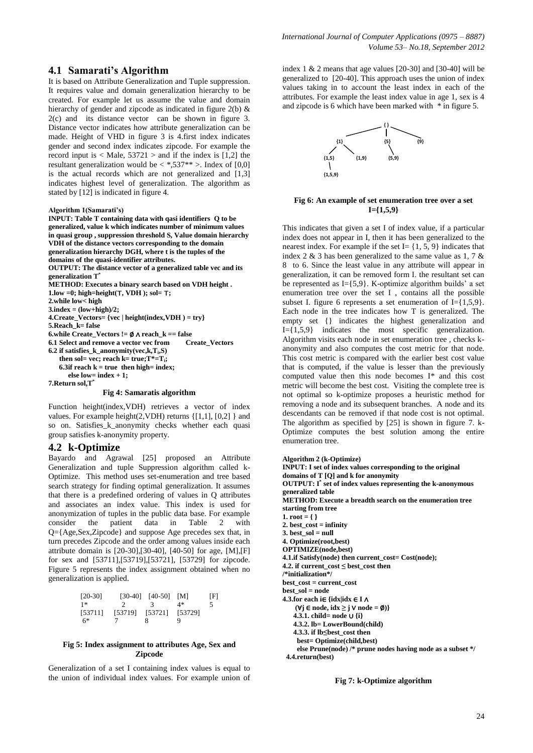## 4.1 Samarati's Algorithm

It is based on Attribute Generalization and Tuple suppression. It requires value and domain generalization hierarchy to be created. For example let us assume the value and domain hierarchy of gender and zipcode as indicated in figure 2(b) & 2(c) and its distance vector can be shown in figure 3. Distance vector indicates how attribute generalization can be made. Height of VHD in figure 3 is 4.first index indicates gender and second index indicates zipcode. For example the record input is < Male, 53721 > and if the index is [1,2] the resultant generalization would be < *,537** >. Index of [0,0] is the actual records which are not generalized and [1,3] indicates highest level of generalization. The algorithm as stated by [12] is indicated in figure 4.

**Algorithm 1(Samarati's)**
**INPUT: Table T containing data with qasi identifiers Q to be generalized, value k which indicates number of minimum values in quasi group , suppression threshold S, Value domain hierarchy VDH of the distance vectors corresponding to the domain generalization hierarchy DGH, where t is the tuples of the domains of the quasi-identifier attributes.**
**OUTPUT: The distance vector of a generalized table vec and its generalization T\***
**METHOD: Executes a binary search based on VDH height .**
**1.low =0; high=height(T, VDH ); sol= T;**
**2.while low< high**
**3.index = (low+high)/2;**
**4.Create_Vectors= {vec | height(index,VDH ) = try}**
**5.Reach_k= false**
**6.while Create_Vectors != ∅ ∧ reach_k == false**
**6.1 Select and remove a vector vec from Create_Vectors**
**6.2 if satisfies_k_anonymity(vec,k,$T_i$,S)**
**then sol= vec; reach k= true;T\*=$T_i$;**
**6.3if reach k = true then high= index;**
**else low= index + 1;**
**7.Return sol,T\***

**Fig 4: Samaratis algorithm**

Function height(index,VDH) retrieves a vector of index values. For example height(2,VDH) returns {[1,1], [0,2] } and so on. Satisfies_k_anonymity checks whether each quasi group satisfies k-anonymity property.

## 4.2 k-Optimize

Bayardo and Agrawal [25] proposed an Attribute Generalization and tuple Suppression algorithm called k-Optimize. This method uses set-enumeration and tree based search strategy for finding optimal generalization. It assumes that there is a predefined ordering of values in Q attributes and associates an index value. This index is used for anonymization of tuples in the public data base. For example consider the patient data in Table 2 with Q={Age,Sex,Zipcode} and suppose Age precedes sex that, in turn precedes Zipcode and the order among values inside each attribute domain is [20-30],[30-40], [40-50] for age, [M],[F] for sex and [53711],[53719],[53721], [53729] for zipcode. Figure 5 represents the index assignment obtained when no generalization is applied.

| [20-30] | [30-40] | [40-50] | [M] | [F] |
|---|---|---|---|---|
| 1* | 2 | 3 | 4* | 5 |
| [53711] | [53719] | [53721] | [53729] | |
| 6* | 7 | 8 | 9 | |

**Fig 5: Index assignment to attributes Age, Sex and Zipcode**

Generalization of a set I containing index values is equal to the union of individual index values. For example union of index 1 & 2 means that age values [20-30] and [30-40] will be generalized to [20-40]. This approach uses the union of index values taking in to account the least index in each of the attributes. For example the least index value in age 1, sex is 4 and zipcode is 6 which have been marked with * in figure 5.

**Fig 6: An example of set enumeration tree over a set I={1,5,9}**

This indicates that given a set I of index value, if a particular index does not appear in I, then it has been generalized to the nearest index. For example if the set I= {1, 5, 9} indicates that index 2 & 3 has been generalized to the same value as 1, 7 & 8 to 6. Since the least value in any attribute will appear in generalization, it can be removed form I. the resultant set can be represented as I={5,9}. K-optimize algorithm builds' a set enumeration tree over the set I , contains all the possible subset I. figure 6 represents a set enumeration of I={1,5,9}. Each node in the tree indicates how T is generalized. The empty set {} indicates the highest generalization and I={1,5,9} indicates the most specific generalization. Algorithm visits each node in set enumeration tree , checks k-anonymity and also computes the cost metric for that node. This cost metric is compared with the earlier best cost value that is computed, if the value is lesser than the previously computed value then this node becomes I* and this cost metric will become the best cost. Visiting the complete tree is not optimal so k-optimize proposes a heuristic method for removing a node and its subsequent branches. A node and its descendants can be removed if that node cost is not optimal. The algorithm as specified by [25] is shown in figure 7. k-Optimize computes the best solution among the entire enumeration tree.

**Algorithm 2 (k-Optimize)**
**INPUT: I set of index values corresponding to the original domains of T [Q] and k for anonymity**
**OUTPUT: I\* set of index values representing the k-anonymous generalized table**
**METHOD: Execute a breadth search on the enumeration tree starting from tree**
**1. root = { }**
**2. best_cost = infinity**
**3. best_sol = null**
**4. Optimize(root,best)**
**OPTIMIZE(node,best)**
**4.1.if Satisfy(node) then current_cost= Cost(node);**
**4.2. if current_cost ≤ best_cost then**
**/\*initialization\*/**
**best_cost = current_cost**
**best_sol = node**
**4.3.for each i∈ {idx|idx ∈ I ∧ (∀j ∈ node, idx ≥ j ∨ node = ∅)}**
**4.3.1. child= node ∪ {i}**
**4.3.2. lb= LowerBound(child)**
**4.3.3. if lb≤best_cost then**
**best= Optimize(child,best)**
**else Prune(node) /\* prune nodes having node as a subset \*/**
**4.4.return(best)**

**Fig 7: k-Optimize algorithm**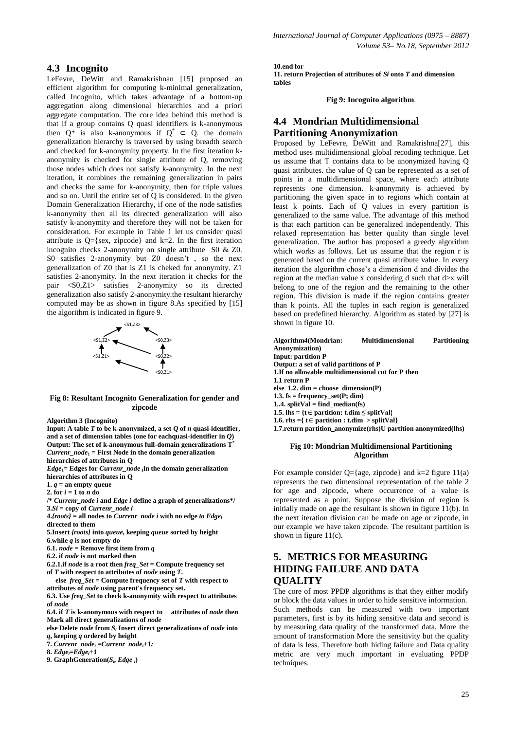## 4.3 Incognito

LeFevre, DeWitt and Ramakrishnan [15] proposed an efficient algorithm for computing k-minimal generalization, called Incognito, which takes advantage of a bottom-up aggregation along dimensional hierarchies and a priori aggregate computation. The core idea behind this method is that if a group contains Q quasi identifiers is k-anonymous then $Q^*$ is also k-anonymous if $Q^* \subset Q$. the domain generalization hierarchy is traversed by using breadth search and checked for k-anonymity property. In the first iteration k-anonymity is checked for single attribute of Q, removing those nodes which does not satisfy k-anonymity. In the next iteration, it combines the remaining generalization in pairs and checks the same for k-anonymity, then for triple values and so on. Until the entire set of Q is considered. In the given Domain Generalization Hierarchy, if one of the node satisfies k-anonymity then all its directed generalization will also satisfy k-anonymity and therefore they will not be taken for consideration. For example in Table 1 let us consider quasi attribute is Q={sex, zipcode} and k=2. In the first iteration incognito checks 2-anonymity on single attribute S0 & Z0. S0 satisfies 2-anonymity but Z0 doesn't , so the next generalization of Z0 that is Z1 is cheked for anonymity. Z1 satisfies 2-anonymity. In the next iteration it checks for the pair <S0,Z1> satisfies 2-anonymity so its directed generalization also satisfy 2-anonymity.the resultant hierarchy computed may be as shown in figure 8.As specified by [15] the algorithm is indicated in figure 9.

<S1,Z3>
<S1,Z2> <S0,Z3>
<S1,Z1> <S0,Z2>
<S0,Z1>

**Fig 8: Resultant Incognito Generalization for gender and zipcode**

**Algorithm 3 (Incognito)**
**Input: A table *T* to be k-anonymized, a set *Q* of *n* quasi-identifier, and a set of dimension tables (one for eachquasi-identifier in *Q*)**
**Output: The set of k-anonymous full-domain generalizations $T^*$**
***Currenr_node*$_1$ = First Node in the domain generalization hierarchies of attributes in Q**
***Edge*$_1$= Edges for *Currenr_node* $_1$in the domain generalization hierarchies of attributes in Q**
**1. *q* = an empty queue**
**2. for *i* = 1 to *n* do**
**/\* *Currenr_node i* and *Edge i* define a graph of generalizations\*/**
**3.*Si* = copy of *Currenr_node i***
**4.*{roots}* = all nodes to *Currenr_node i* with no edge *to Edge$_i$* directed to them**
**5.Insert *{roots}* into *queue*, keeping *queue* sorted by height**
**6.while *q* is not empty do**
**6.1. *node* = Remove first item from *q***
**6.2. if *node* is not marked then**
**6.2.1.if *node* is a root then *freq_Set* = Compute frequency set of *T* with respect to attributes of *node* using *T*.**
**else *freq_Set* = Compute frequency set of *T* with respect to attributes of *node* using parent's frequency set.**
**6.3. Use *freq_Set* to check k-anonymity with respect to attributes of *node***
**6.4. if *T* is k-anonymous with respect to attributes of *node* then Mark all direct generalizations of *node***
**else Delete *node* from $S_i$ Insert direct generalizations of *node* into *q*, keeping *q* ordered by height**
**7. *Currenr_node$_i$* =*Currenr_node$_i$*+1*;***
**8. *Edge$_i$*=*Edge$_i$*+1**
**9. GraphGeneration(*S$_i$*, *Edge $_i$*)**
**10.end for**
**11. return Projection of attributes of *Si* onto *T* and dimension tables**

**Fig 9: Incognito algorithm**.

## 4.4 Mondrian Multidimensional Partitioning Anonymization

Proposed by LeFevre, DeWitt and Ramakrishna[27], this method uses multidimensional global recoding technique. Let us assume that T contains data to be anonymized having Q quasi attributes. the value of Q can be represented as a set of points in a multidimensional space, where each attribute represents one dimension. k-anonymity is achieved by partitioning the given space in to regions which contain at least k points. Each of Q values in every partition is generalized to the same value. The advantage of this method is that each partition can be generalized independently. This relaxed representation has better quality than single level generalization. The author has proposed a greedy algorithm which works as follows. Let us assume that the region r is generated based on the current quasi attribute value. In every iteration the algorithm chose's a dimension d and divides the region at the median value x considering d such that d>x will belong to one of the region and the remaining to the other region. This division is made if the region contains greater than k points. All the tuples in each region is generalized based on predefined hierarchy. Algorithm as stated by [27] is shown in figure 10.

**Algorithm4(Mondrian: Multidimensional Partitioning Anonymization)**
**Input: partition P**
**Output: a set of valid partitions of P**
**1.If no allowable multidimensional cut for P then**
**1.1 return P**
**else 1.2. dim = choose_dimension(P)**
**1.3. fs = frequency_set(P; dim)**
**1..4. splitVal = find_median(fs)**
**1.5. lhs = {t∈ partition: t.dim ≤ splitVal}**
**1.6. rhs ={ t∈ partition : t.dim > splitVal}**
**1.7.return partition_anonymize(rhs)U partition anonymized(lhs)**

**Fig 10: Mondrian Multidimensional Partitioning Algorithm**

For example consider Q={age, zipcode} and k=2 figure 11(a) represents the two dimensional representation of the table 2 for age and zipcode, where occurrence of a value is represented as a point. Suppose the division of region is initially made on age the resultant is shown in figure 11(b). In the next iteration division can be made on age or zipcode, in our example we have taken zipcode. The resultant partition is shown in figure 11(c).

## 5. METRICS FOR MEASURING HIDING FAILURE AND DATA QUALITY

The core of most PPDP algorithms is that they either modify or block the data values in order to hide sensitive information. Such methods can be measured with two important parameters, first is by its hiding sensitive data and second is by measuring data quality of the transformed data. More the amount of transformation More the sensitivity but the quality of data is less. Therefore both hiding failure and Data quality metric are very much important in evaluating PPDP techniques.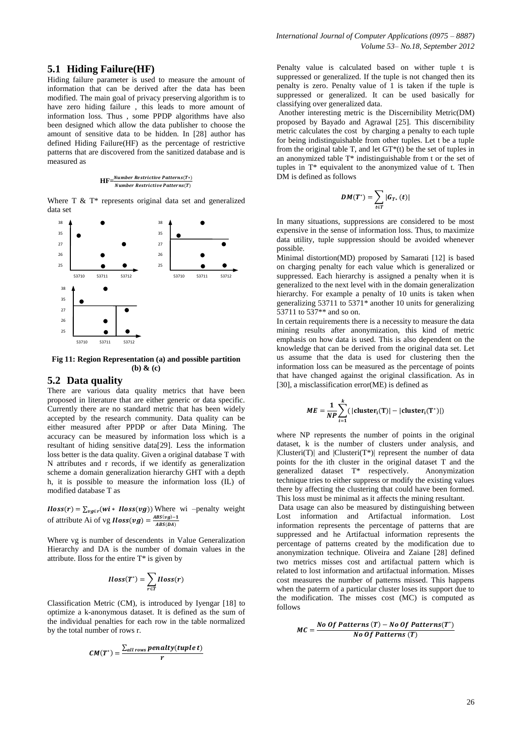## 5.1 Hiding Failure(HF)

Hiding failure parameter is used to measure the amount of information that can be derived after the data has been modified. The main goal of privacy preserving algorithm is to have zero hiding failure , this leads to more amount of information loss. Thus , some PPDP algorithms have also been designed which allow the data publisher to choose the amount of sensitive data to be hidden. In [28] author has defined Hiding Failure(HF) as the percentage of restrictive patterns that are discovered from the sanitized database and is measured as

$$\mathbf{HF} = \frac{Number\ Restrictive\ Patterns(T*)}{Number\ Restrictive\ Patterns(T)}$$

Where T & T* represents original data set and generalized data set

**Fig 11: Region Representation (a) and possible partition (b) & (c)**

## 5.2 Data quality

There are various data quality metrics that have been proposed in literature that are either generic or data specific. Currently there are no standard metric that has been widely accepted by the research community. Data quality can be either measured after PPDP or after Data Mining. The accuracy can be measured by information loss which is a resultant of hiding sensitive data[29]. Less the information loss better is the data quality. Given a original database T with N attributes and r records, if we identify as generalization scheme a domain generalization hierarchy GHT with a depth h, it is possible to measure the information loss (IL) of modified database T as

$\boldsymbol{Iloss(r)} = \sum_{vg \in r}(\boldsymbol{wi} * \boldsymbol{Iloss(vg)})$ Where wi –penalty weight of attribute Ai of vg $\boldsymbol{Iloss(vg)} = \frac{ABS(vg)-1}{ABS(DA)}$

Where vg is number of descendents in Value Generalization Hierarchy and DA is the number of domain values in the attribute. Iloss for the entire T* is given by

$$\boldsymbol{Iloss(T^*)} = \sum_{r \in T} \boldsymbol{Iloss(r)}$$

Classification Metric (CM), is introduced by Iyengar [18] to optimize a k-anonymous dataset. It is defined as the sum of the individual penalties for each row in the table normalized by the total number of rows r.

$$\boldsymbol{CM(T^*)} = \frac{\sum_{all\ rows} \boldsymbol{penalty(tuple\ t)}}{\boldsymbol{r}}$$

Penalty value is calculated based on wither tuple t is suppressed or generalized. If the tuple is not changed then its penalty is zero. Penalty value of 1 is taken if the tuple is suppressed or generalized. It can be used basically for classifying over generalized data.

Another interesting metric is the Discernibility Metric(DM) proposed by Bayado and Agrawal [25]. This discernibility metric calculates the cost by charging a penalty to each tuple for being indistinguishable from other tuples. Let t be a tuple from the original table T, and let GT*(t) be the set of tuples in an anonymized table T* indistinguishable from t or the set of tuples in T* equivalent to the anonymized value of t. Then DM is defined as follows

$$\boldsymbol{DM(T^*)} = \sum_{t \in T} |\boldsymbol{G_{T*}}\ (\boldsymbol{t})|$$

In many situations, suppressions are considered to be most expensive in the sense of information loss. Thus, to maximize data utility, tuple suppression should be avoided whenever possible.

Minimal distortion(MD) proposed by Samarati [12] is based on charging penalty for each value which is generalized or suppressed. Each hierarchy is assigned a penalty when it is generalized to the next level with in the domain generalization hierarchy. For example a penalty of 10 units is taken when generalizing 53711 to 5371* another 10 units for generalizing 53711 to 537** and so on.

In certain requirements there is a necessity to measure the data mining results after anonymization, this kind of metric emphasis on how data is used. This is also dependent on the knowledge that can be derived from the original data set. Let us assume that the data is used for clustering then the information loss can be measured as the percentage of points that have changed against the original classification. As in [30], a misclassification error(ME) is defined as

$$\boldsymbol{ME} = \frac{\boldsymbol{1}}{\boldsymbol{NP}} \sum_{i=1}^{k} (|\mathbf{cluster_i(T)}| - |\mathbf{cluster_i(T^*)}|)$$

where NP represents the number of points in the original dataset, k is the number of clusters under analysis, and |Clusteri(T)| and |Clusteri(T*)| represent the number of data points for the ith cluster in the original dataset T and the generalized dataset T* respectively. Anonymization technique tries to either suppress or modify the existing values there by affecting the clustering that could have been formed. This loss must be minimal as it affects the mining resultant.

Data usage can also be measured by distinguishing between Lost information and Artifactual information. Lost information represents the percentage of patterns that are suppressed and he Artifactual information represents the percentage of patterns created by the modification due to anonymization technique. Oliveira and Zaiane [28] defined two metrics misses cost and artifactual pattern which is related to lost information and artifactual information. Misses cost measures the number of patterns missed. This happens when the paterrn of a particular cluster loses its support due to the modification. The misses cost (MC) is computed as follows

$$\boldsymbol{MC} = \frac{\boldsymbol{No\ Of\ Patterns\ (T) - No\ Of\ Patterns(T^*)}}{\boldsymbol{No\ Of\ Patterns\ (T)}}$$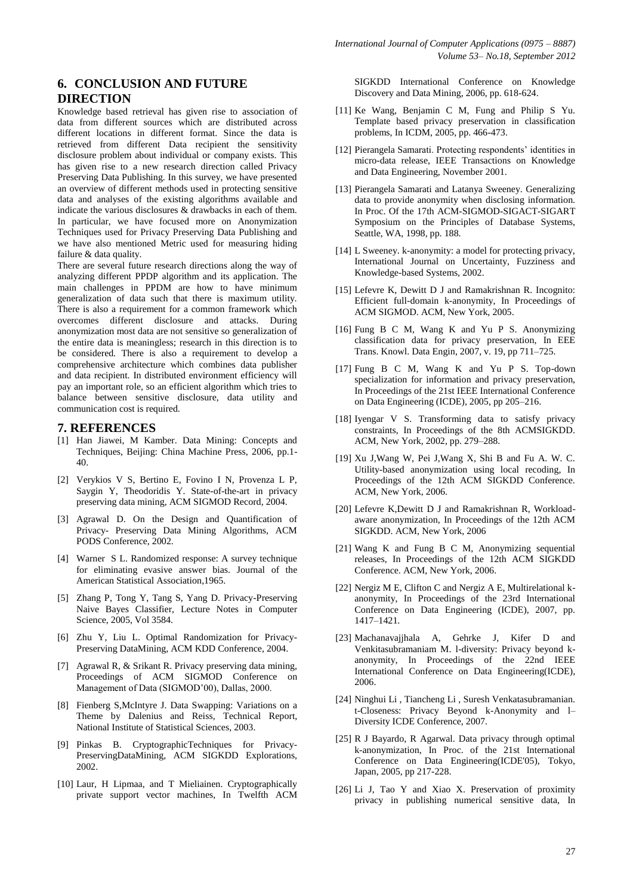## 6. CONCLUSION AND FUTURE DIRECTION

Knowledge based retrieval has given rise to association of data from different sources which are distributed across different locations in different format. Since the data is retrieved from different Data recipient the sensitivity disclosure problem about individual or company exists. This has given rise to a new research direction called Privacy Preserving Data Publishing. In this survey, we have presented an overview of different methods used in protecting sensitive data and analyses of the existing algorithms available and indicate the various disclosures & drawbacks in each of them. In particular, we have focused more on Anonymization Techniques used for Privacy Preserving Data Publishing and we have also mentioned Metric used for measuring hiding failure & data quality.

There are several future research directions along the way of analyzing different PPDP algorithm and its application. The main challenges in PPDM are how to have minimum generalization of data such that there is maximum utility. There is also a requirement for a common framework which overcomes different disclosure and attacks. During anonymization most data are not sensitive so generalization of the entire data is meaningless; research in this direction is to be considered. There is also a requirement to develop a comprehensive architecture which combines data publisher and data recipient. In distributed environment efficiency will pay an important role, so an efficient algorithm which tries to balance between sensitive disclosure, data utility and communication cost is required.

## 7. REFERENCES

[1] Han Jiawei, M Kamber. Data Mining: Concepts and Techniques, Beijing: China Machine Press, 2006, pp.1-40.

[2] Verykios V S, Bertino E, Fovino I N, Provenza L P, Saygin Y, Theodoridis Y. State-of-the-art in privacy preserving data mining, ACM SIGMOD Record, 2004.

[3] Agrawal D. On the Design and Quantification of Privacy- Preserving Data Mining Algorithms, ACM PODS Conference, 2002.

[4] Warner S L. Randomized response: A survey technique for eliminating evasive answer bias. Journal of the American Statistical Association,1965.

[5] Zhang P, Tong Y, Tang S, Yang D. Privacy-Preserving Naive Bayes Classifier, Lecture Notes in Computer Science, 2005, Vol 3584.

[6] Zhu Y, Liu L. Optimal Randomization for Privacy-Preserving DataMining, ACM KDD Conference, 2004.

[7] Agrawal R, & Srikant R. Privacy preserving data mining, Proceedings of ACM SIGMOD Conference on Management of Data (SIGMOD'00), Dallas, 2000.

[8] Fienberg S,McIntyre J. Data Swapping: Variations on a Theme by Dalenius and Reiss, Technical Report, National Institute of Statistical Sciences, 2003.

[9] Pinkas B. CryptographicTechniques for Privacy-PreservingDataMining, ACM SIGKDD Explorations, 2002.

[10] Laur, H Lipmaa, and T Mieliainen. Cryptographically private support vector machines, In Twelfth ACM SIGKDD International Conference on Knowledge Discovery and Data Mining, 2006, pp. 618-624.

[11] Ke Wang, Benjamin C M, Fung and Philip S Yu. Template based privacy preservation in classification problems, In ICDM, 2005, pp. 466-473.

[12] Pierangela Samarati. Protecting respondents' identities in micro-data release, IEEE Transactions on Knowledge and Data Engineering, November 2001.

[13] Pierangela Samarati and Latanya Sweeney. Generalizing data to provide anonymity when disclosing information. In Proc. Of the 17th ACM-SIGMOD-SIGACT-SIGART Symposium on the Principles of Database Systems, Seattle, WA, 1998, pp. 188.

[14] L Sweeney. k-anonymity: a model for protecting privacy, International Journal on Uncertainty, Fuzziness and Knowledge-based Systems, 2002.

[15] Lefevre K, Dewitt D J and Ramakrishnan R. Incognito: Efficient full-domain k-anonymity, In Proceedings of ACM SIGMOD. ACM, New York, 2005.

[16] Fung B C M, Wang K and Yu P S. Anonymizing classification data for privacy preservation, In EEE Trans. Knowl. Data Engin, 2007, v. 19, pp 711–725.

[17] Fung B C M, Wang K and Yu P S. Top-down specialization for information and privacy preservation, In Proceedings of the 21st IEEE International Conference on Data Engineering (ICDE), 2005, pp 205–216.

[18] Iyengar V S. Transforming data to satisfy privacy constraints, In Proceedings of the 8th ACMSIGKDD. ACM, New York, 2002, pp. 279–288.

[19] Xu J,Wang W, Pei J,Wang X, Shi B and Fu A. W. C. Utility-based anonymization using local recoding, In Proceedings of the 12th ACM SIGKDD Conference. ACM, New York, 2006.

[20] Lefevre K,Dewitt D J and Ramakrishnan R, Workload-aware anonymization, In Proceedings of the 12th ACM SIGKDD. ACM, New York, 2006

[21] Wang K and Fung B C M, Anonymizing sequential releases, In Proceedings of the 12th ACM SIGKDD Conference. ACM, New York, 2006.

[22] Nergiz M E, Clifton C and Nergiz A E, Multirelational k-anonymity, In Proceedings of the 23rd International Conference on Data Engineering (ICDE), 2007, pp. 1417–1421.

[23] Machanavajjhala A, Gehrke J, Kifer D and Venkitasubramaniam M. l-diversity: Privacy beyond k-anonymity, In Proceedings of the 22nd IEEE International Conference on Data Engineering(ICDE), 2006.

[24] Ninghui Li , Tiancheng Li , Suresh Venkatasubramanian. t-Closeness: Privacy Beyond k-Anonymity and l–Diversity ICDE Conference, 2007.

[25] R J Bayardo, R Agarwal. Data privacy through optimal k-anonymization, In Proc. of the 21st International Conference on Data Engineering(ICDE'05), Tokyo, Japan, 2005, pp 217-228.

[26] Li J, Tao Y and Xiao X. Preservation of proximity privacy in publishing numerical sensitive data, In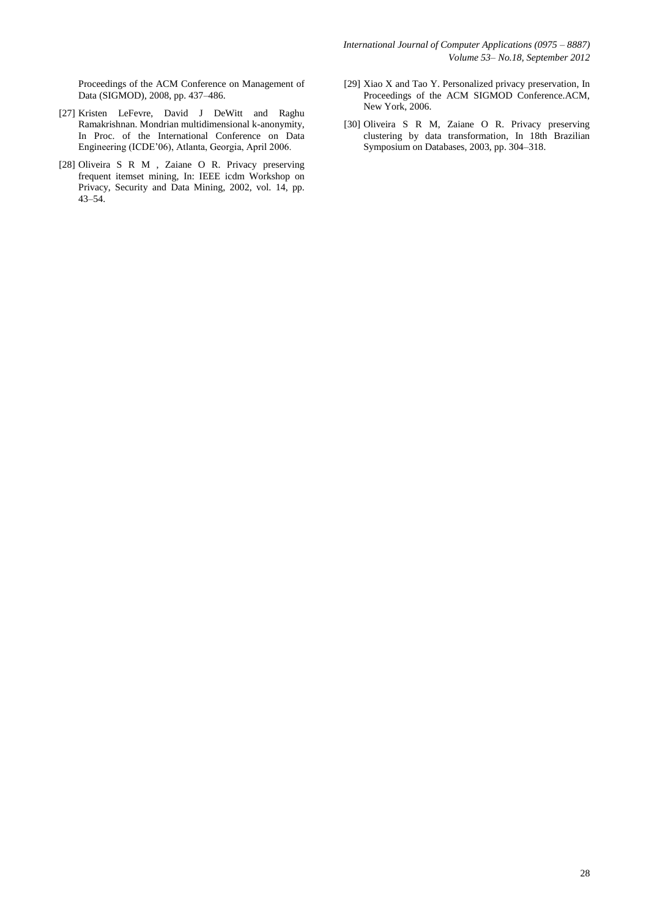Proceedings of the ACM Conference on Management of Data (SIGMOD), 2008, pp. 437–486.

[27] Kristen LeFevre, David J DeWitt and Raghu Ramakrishnan. Mondrian multidimensional k-anonymity, In Proc. of the International Conference on Data Engineering (ICDE'06), Atlanta, Georgia, April 2006.

[28] Oliveira S R M , Zaiane O R. Privacy preserving frequent itemset mining, In: IEEE icdm Workshop on Privacy, Security and Data Mining, 2002, vol. 14, pp. 43–54.

[29] Xiao X and Tao Y. Personalized privacy preservation, In Proceedings of the ACM SIGMOD Conference.ACM, New York, 2006.

[30] Oliveira S R M, Zaiane O R. Privacy preserving clustering by data transformation, In 18th Brazilian Symposium on Databases, 2003, pp. 304–318.